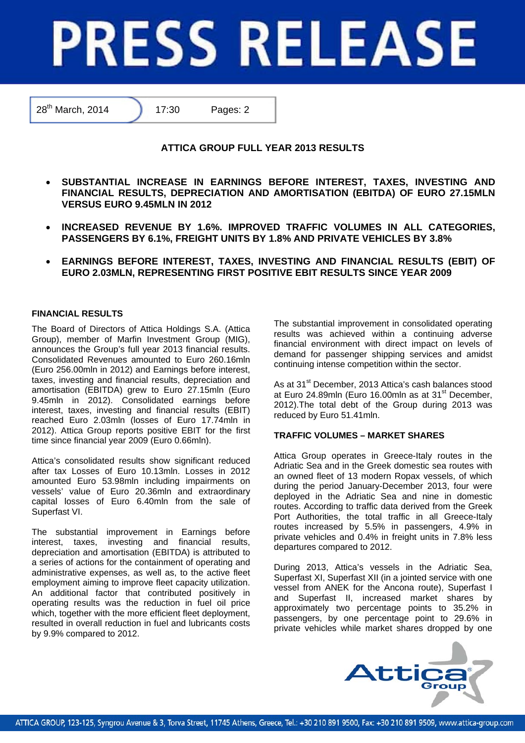# PRESS RELEASE

28th March, 2014 | 17:30 | Pages: 2

## ATTICA GROUP FULL YEAR 2013 RESULTS

- **SUBSTANTIAL INCREASE IN EARNINGS BEFORE INTEREST, TAXES, INVESTING AND FINANCIAL RESULTS, DEPRECIATION AND AMORTISATION (EBITDA) OF EURO 27.15MLN VERSUS EURO 9.45MLN IN 2012**
- **INCREASED REVENUE BY 1.6%. IMPROVED TRAFFIC VOLUMES IN ALL CATEGORIES, PASSENGERS BY 6.1%, FREIGHT UNITS BY 1.8% AND PRIVATE VEHICLES BY 3.8%**
- **EARNINGS BEFORE INTEREST, TAXES, INVESTING AND FINANCIAL RESULTS (EBIT) OF EURO 2.03MLN, REPRESENTING FIRST POSITIVE EBIT RESULTS SINCE YEAR 2009**

### FINANCIAL RESULTS

The Board of Directors of Attica Holdings S.A. (Attica Group), member of Marfin Investment Group (MIG), announces the Group's full year 2013 financial results. Consolidated Revenues amounted to Euro 260.16mln (Euro 256.00mln in 2012) and Earnings before interest, taxes, investing and financial results, depreciation and amortisation (EBITDA) grew to Euro 27.15mln (Euro 9.45mln in 2012). Consolidated earnings before interest, taxes, investing and financial results (EBIT) reached Euro 2.03mln (losses of Euro 17.74mln in 2012). Attica Group reports positive EBIT for the first time since financial year 2009 (Euro 0.66mln).

Attica's consolidated results show significant reduced after tax Losses of Euro 10.13mln. Losses in 2012 amounted Euro 53.98mln including impairments on vessels' value of Euro 20.36mln and extraordinary capital losses of Euro 6.40mln from the sale of Superfast VI.

The substantial improvement in Earnings before interest, taxes, investing and financial results, depreciation and amortisation (EBITDA) is attributed to a series of actions for the containment of operating and administrative expenses, as well as, to the active fleet employment aiming to improve fleet capacity utilization. An additional factor that contributed positively in operating results was the reduction in fuel oil price which, together with the more efficient fleet deployment, resulted in overall reduction in fuel and lubricants costs by 9.9% compared to 2012.

The substantial improvement in consolidated operating results was achieved within a continuing adverse financial environment with direct impact on levels of demand for passenger shipping services and amidst continuing intense competition within the sector.

As at 31st December, 2013 Attica's cash balances stood at Euro 24.89mln (Euro 16.00mln as at 31st December, 2012).The total debt of the Group during 2013 was reduced by Euro 51.41mln.

### TRAFFIC VOLUMES – MARKET SHARES

Attica Group operates in Greece-Italy routes in the Adriatic Sea and in the Greek domestic sea routes with an owned fleet of 13 modern Ropax vessels, of which during the period January-December 2013, four were deployed in the Adriatic Sea and nine in domestic routes. According to traffic data derived from the Greek Port Authorities, the total traffic in all Greece-Italy routes increased by 5.5% in passengers, 4.9% in private vehicles and 0.4% in freight units in 7.8% less departures compared to 2012.

During 2013, Attica's vessels in the Adriatic Sea, Superfast XI, Superfast XII (in a jointed service with one vessel from ANEK for the Ancona route), Superfast I and Superfast II, increased market shares by approximately two percentage points to 35.2% in passengers, by one percentage point to 29.6% in private vehicles while market shares dropped by one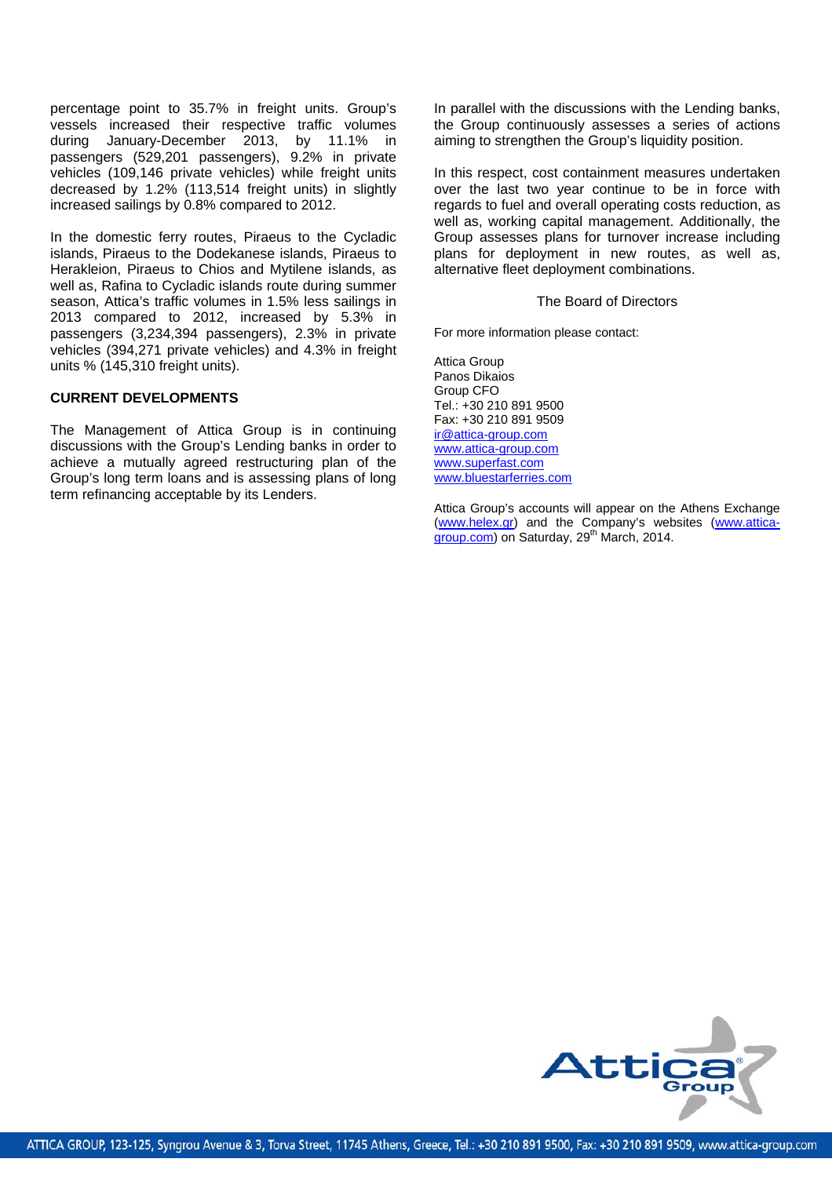percentage point to 35.7% in freight units. Group's vessels increased their respective traffic volumes during January-December 2013, by 11.1% in passengers (529,201 passengers), 9.2% in private vehicles (109,146 private vehicles) while freight units decreased by 1.2% (113,514 freight units) in slightly increased sailings by 0.8% compared to 2012.

In the domestic ferry routes, Piraeus to the Cycladic islands, Piraeus to the Dodekanese islands, Piraeus to Herakleion, Piraeus to Chios and Mytilene islands, as well as, Rafina to Cycladic islands route during summer season, Attica's traffic volumes in 1.5% less sailings in 2013 compared to 2012, increased by 5.3% in passengers (3,234,394 passengers), 2.3% in private vehicles (394,271 private vehicles) and 4.3% in freight units % (145,310 freight units).

**CURRENT DEVELOPMENTS**

The Management of Attica Group is in continuing discussions with the Group's Lending banks in order to achieve a mutually agreed restructuring plan of the Group's long term loans and is assessing plans of long term refinancing acceptable by its Lenders.

In parallel with the discussions with the Lending banks, the Group continuously assesses a series of actions aiming to strengthen the Group's liquidity position.

In this respect, cost containment measures undertaken over the last two year continue to be in force with regards to fuel and overall operating costs reduction, as well as, working capital management. Additionally, the Group assesses plans for turnover increase including plans for deployment in new routes, as well as, alternative fleet deployment combinations.

The Board of Directors

For more information please contact:

Attica Group
Panos Dikaios
Group CFO
Tel.: +30 210 891 9500
Fax: +30 210 891 9509
ir@attica-group.com
www.attica-group.com
www.superfast.com
www.bluestarferries.com

Attica Group's accounts will appear on the Athens Exchange (www.helex.gr) and the Company's websites (www.attica-group.com) on Saturday, 29th March, 2014.